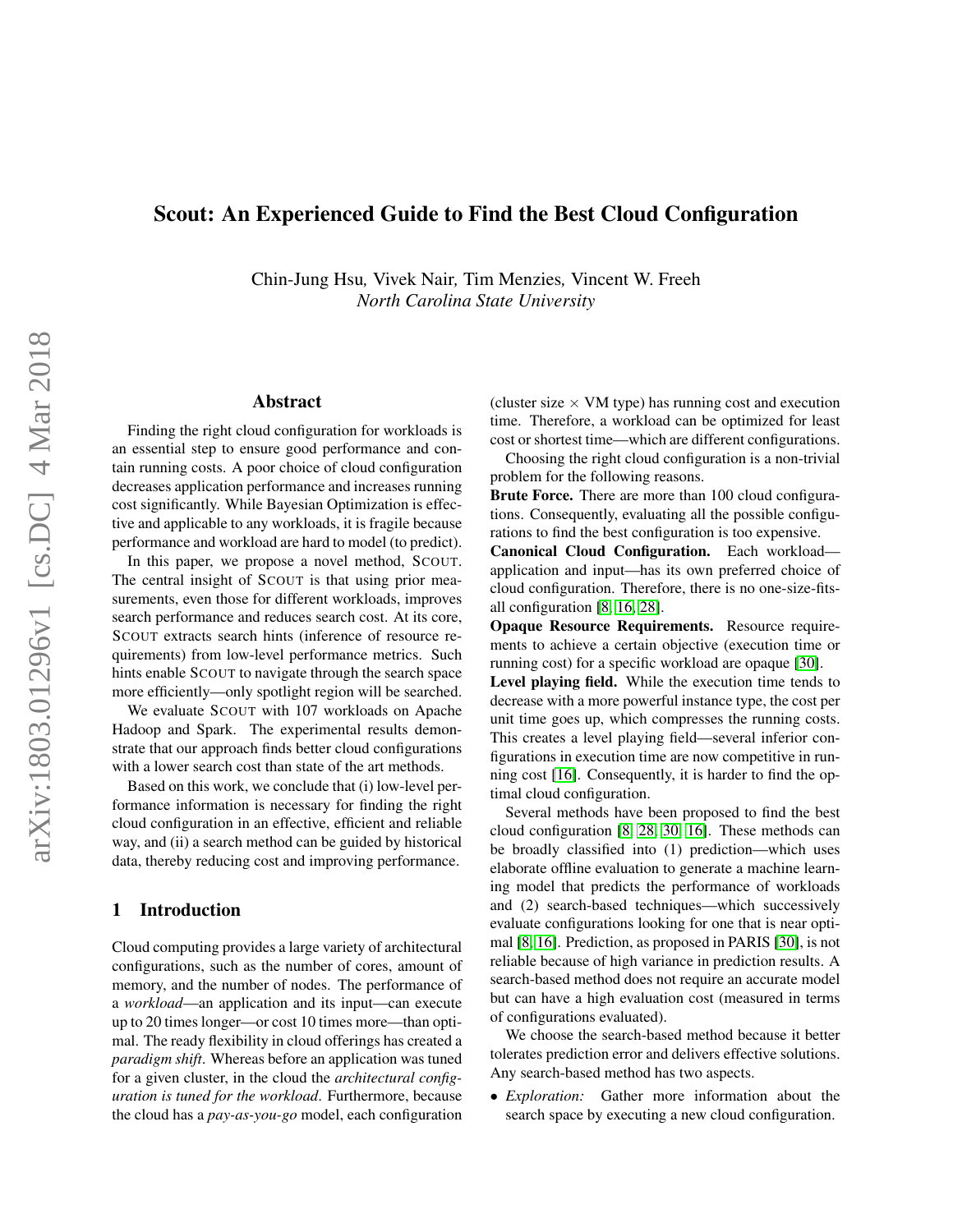# Scout: An Experienced Guide to Find the Best Cloud Configuration

Chin-Jung Hsu, Vivek Nair, Tim Menzies, Vincent W. Freeh
*North Carolina State University*

## Abstract

Finding the right cloud configuration for workloads is an essential step to ensure good performance and contain running costs. A poor choice of cloud configuration decreases application performance and increases running cost significantly. While Bayesian Optimization is effective and applicable to any workloads, it is fragile because performance and workload are hard to model (to predict).

In this paper, we propose a novel method, SCOUT. The central insight of SCOUT is that using prior measurements, even those for different workloads, improves search performance and reduces search cost. At its core, SCOUT extracts search hints (inference of resource requirements) from low-level performance metrics. Such hints enable SCOUT to navigate through the search space more efficiently—only spotlight region will be searched.

We evaluate SCOUT with 107 workloads on Apache Hadoop and Spark. The experimental results demonstrate that our approach finds better cloud configurations with a lower search cost than state of the art methods.

Based on this work, we conclude that (i) low-level performance information is necessary for finding the right cloud configuration in an effective, efficient and reliable way, and (ii) a search method can be guided by historical data, thereby reducing cost and improving performance.

## 1 Introduction

Cloud computing provides a large variety of architectural configurations, such as the number of cores, amount of memory, and the number of nodes. The performance of a *workload*—an application and its input—can execute up to 20 times longer—or cost 10 times more—than optimal. The ready flexibility in cloud offerings has created a *paradigm shift*. Whereas before an application was tuned for a given cluster, in the cloud the *architectural configuration is tuned for the workload*. Furthermore, because the cloud has a *pay-as-you-go* model, each configuration (cluster size $\times$ VM type) has running cost and execution time. Therefore, a workload can be optimized for least cost or shortest time—which are different configurations.

Choosing the right cloud configuration is a non-trivial problem for the following reasons.

**Brute Force.** There are more than 100 cloud configurations. Consequently, evaluating all the possible configurations to find the best configuration is too expensive.

**Canonical Cloud Configuration.** Each workload—application and input—has its own preferred choice of cloud configuration. Therefore, there is no one-size-fits-all configuration [8, 16, 28].

**Opaque Resource Requirements.** Resource requirements to achieve a certain objective (execution time or running cost) for a specific workload are opaque [30].

**Level playing field.** While the execution time tends to decrease with a more powerful instance type, the cost per unit time goes up, which compresses the running costs. This creates a level playing field—several inferior configurations in execution time are now competitive in running cost [16]. Consequently, it is harder to find the optimal cloud configuration.

Several methods have been proposed to find the best cloud configuration [8, 28, 30, 16]. These methods can be broadly classified into (1) prediction—which uses elaborate offline evaluation to generate a machine learning model that predicts the performance of workloads and (2) search-based techniques—which successively evaluate configurations looking for one that is near optimal [8, 16]. Prediction, as proposed in PARIS [30], is not reliable because of high variance in prediction results. A search-based method does not require an accurate model but can have a high evaluation cost (measured in terms of configurations evaluated).

We choose the search-based method because it better tolerates prediction error and delivers effective solutions. Any search-based method has two aspects.

- *Exploration:* Gather more information about the search space by executing a new cloud configuration.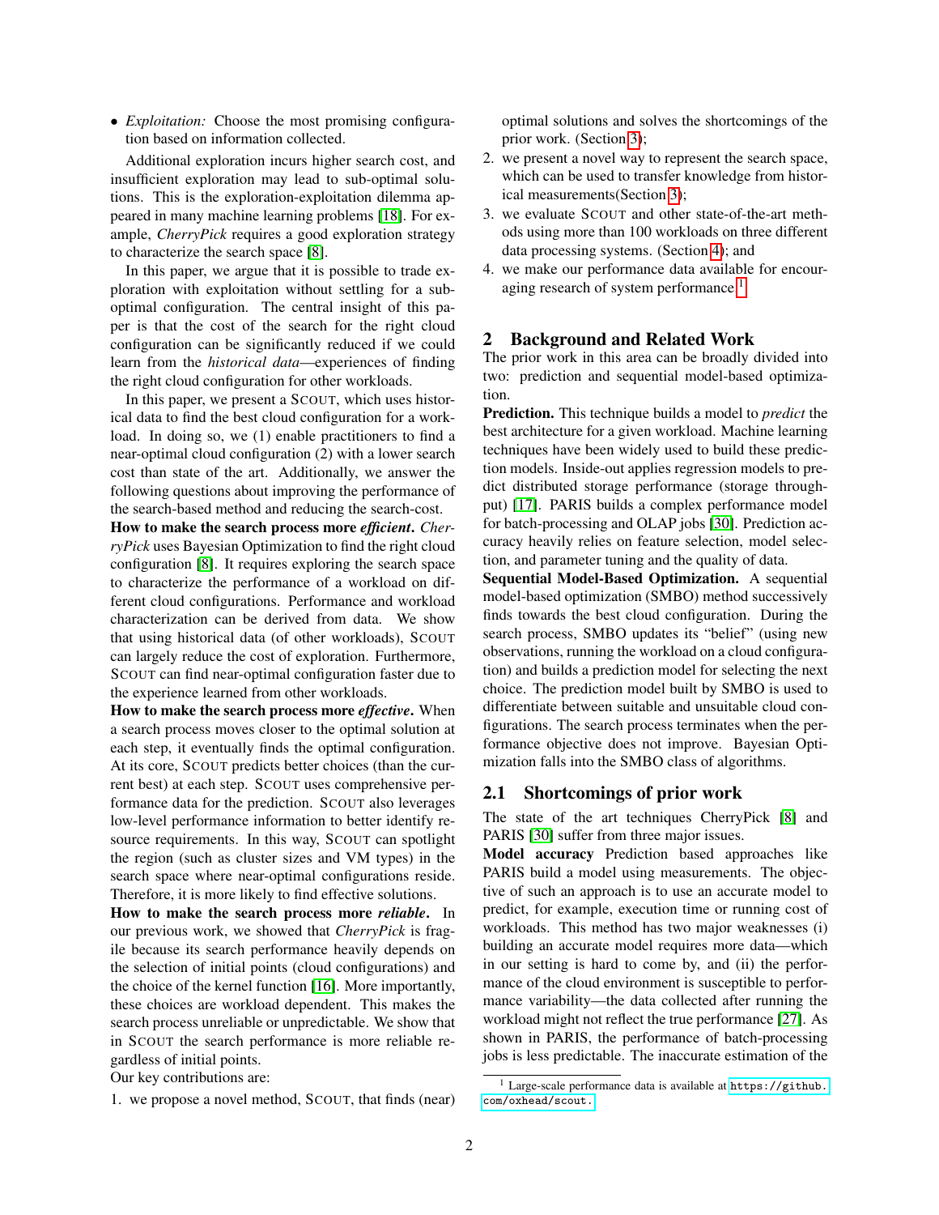- *Exploitation:* Choose the most promising configuration based on information collected.

Additional exploration incurs higher search cost, and insufficient exploration may lead to sub-optimal solutions. This is the exploration-exploitation dilemma appeared in many machine learning problems [18]. For example, *CherryPick* requires a good exploration strategy to characterize the search space [8].

In this paper, we argue that it is possible to trade exploration with exploitation without settling for a sub-optimal configuration. The central insight of this paper is that the cost of the search for the right cloud configuration can be significantly reduced if we could learn from the *historical data*—experiences of finding the right cloud configuration for other workloads.

In this paper, we present a SCOUT, which uses historical data to find the best cloud configuration for a workload. In doing so, we (1) enable practitioners to find a near-optimal cloud configuration (2) with a lower search cost than state of the art. Additionally, we answer the following questions about improving the performance of the search-based method and reducing the search-cost.

**How to make the search process more *efficient*.** *CherryPick* uses Bayesian Optimization to find the right cloud configuration [8]. It requires exploring the search space to characterize the performance of a workload on different cloud configurations. Performance and workload characterization can be derived from data. We show that using historical data (of other workloads), SCOUT can largely reduce the cost of exploration. Furthermore, SCOUT can find near-optimal configuration faster due to the experience learned from other workloads.

**How to make the search process more *effective*.** When a search process moves closer to the optimal solution at each step, it eventually finds the optimal configuration. At its core, SCOUT predicts better choices (than the current best) at each step. SCOUT uses comprehensive performance data for the prediction. SCOUT also leverages low-level performance information to better identify resource requirements. In this way, SCOUT can spotlight the region (such as cluster sizes and VM types) in the search space where near-optimal configurations reside. Therefore, it is more likely to find effective solutions.

**How to make the search process more *reliable*.** In our previous work, we showed that *CherryPick* is fragile because its search performance heavily depends on the selection of initial points (cloud configurations) and the choice of the kernel function [16]. More importantly, these choices are workload dependent. This makes the search process unreliable or unpredictable. We show that in SCOUT the search performance is more reliable regardless of initial points.

Our key contributions are:

1. we propose a novel method, SCOUT, that finds (near) optimal solutions and solves the shortcomings of the prior work. (Section 3);
2. we present a novel way to represent the search space, which can be used to transfer knowledge from historical measurements(Section 3);
3. we evaluate SCOUT and other state-of-the-art methods using more than 100 workloads on three different data processing systems. (Section 4); and
4. we make our performance data available for encouraging research of system performance.[1]

## 2 Background and Related Work

The prior work in this area can be broadly divided into two: prediction and sequential model-based optimization.

**Prediction.** This technique builds a model to *predict* the best architecture for a given workload. Machine learning techniques have been widely used to build these prediction models. Inside-out applies regression models to predict distributed storage performance (storage throughput) [17]. PARIS builds a complex performance model for batch-processing and OLAP jobs [30]. Prediction accuracy heavily relies on feature selection, model selection, and parameter tuning and the quality of data.

**Sequential Model-Based Optimization.** A sequential model-based optimization (SMBO) method successively finds towards the best cloud configuration. During the search process, SMBO updates its "belief" (using new observations, running the workload on a cloud configuration) and builds a prediction model for selecting the next choice. The prediction model built by SMBO is used to differentiate between suitable and unsuitable cloud configurations. The search process terminates when the performance objective does not improve. Bayesian Optimization falls into the SMBO class of algorithms.

### 2.1 Shortcomings of prior work

The state of the art techniques CherryPick [8] and PARIS [30] suffer from three major issues.

**Model accuracy** Prediction based approaches like PARIS build a model using measurements. The objective of such an approach is to use an accurate model to predict, for example, execution time or running cost of workloads. This method has two major weaknesses (i) building an accurate model requires more data—which in our setting is hard to come by, and (ii) the performance of the cloud environment is susceptible to performance variability—the data collected after running the workload might not reflect the true performance [27]. As shown in PARIS, the performance of batch-processing jobs is less predictable. The inaccurate estimation of the

[1] Large-scale performance data is available at https://github.com/oxhead/scout.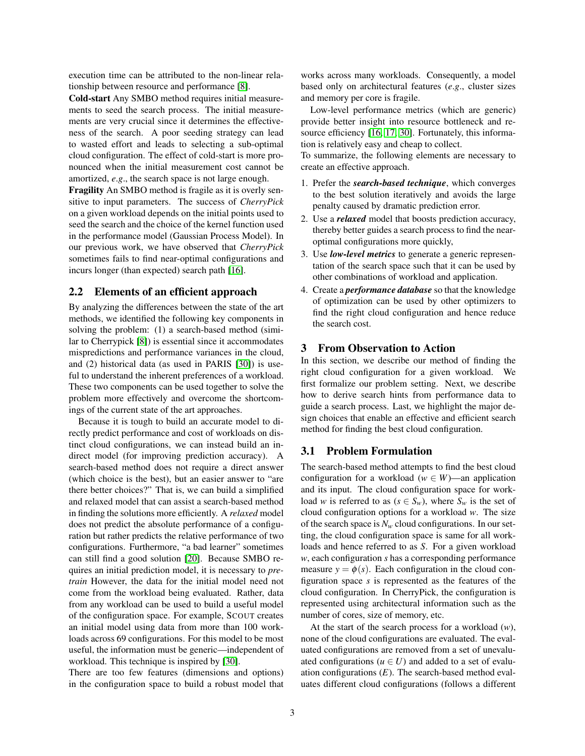execution time can be attributed to the non-linear relationship between resource and performance [8].

**Cold-start** Any SMBO method requires initial measurements to seed the search process. The initial measurements are very crucial since it determines the effectiveness of the search. A poor seeding strategy can lead to wasted effort and leads to selecting a sub-optimal cloud configuration. The effect of cold-start is more pronounced when the initial measurement cost cannot be amortized, *e.g*., the search space is not large enough.

**Fragility** An SMBO method is fragile as it is overly sensitive to input parameters. The success of *CherryPick* on a given workload depends on the initial points used to seed the search and the choice of the kernel function used in the performance model (Gaussian Process Model). In our previous work, we have observed that *CherryPick* sometimes fails to find near-optimal configurations and incurs longer (than expected) search path [16].

## 2.2 Elements of an efficient approach

By analyzing the differences between the state of the art methods, we identified the following key components in solving the problem: (1) a search-based method (similar to Cherrypick [8]) is essential since it accommodates mispredictions and performance variances in the cloud, and (2) historical data (as used in PARIS [30]) is useful to understand the inherent preferences of a workload. These two components can be used together to solve the problem more effectively and overcome the shortcomings of the current state of the art approaches.

Because it is tough to build an accurate model to directly predict performance and cost of workloads on distinct cloud configurations, we can instead build an indirect model (for improving prediction accuracy). A search-based method does not require a direct answer (which choice is the best), but an easier answer to "are there better choices?" That is, we can build a simplified and relaxed model that can assist a search-based method in finding the solutions more efficiently. A *relaxed* model does not predict the absolute performance of a configuration but rather predicts the relative performance of two configurations. Furthermore, "a bad learner" sometimes can still find a good solution [20]. Because SMBO requires an initial prediction model, it is necessary to *pretrain* However, the data for the initial model need not come from the workload being evaluated. Rather, data from any workload can be used to build a useful model of the configuration space. For example, SCOUT creates an initial model using data from more than 100 workloads across 69 configurations. For this model to be most useful, the information must be generic—independent of workload. This technique is inspired by [30].

There are too few features (dimensions and options) in the configuration space to build a robust model that works across many workloads. Consequently, a model based only on architectural features (*e.g*., cluster sizes and memory per core is fragile.

Low-level performance metrics (which are generic) provide better insight into resource bottleneck and resource efficiency [16, 17, 30]. Fortunately, this information is relatively easy and cheap to collect.

To summarize, the following elements are necessary to create an effective approach.

1. Prefer the ***search-based technique***, which converges to the best solution iteratively and avoids the large penalty caused by dramatic prediction error.
2. Use a ***relaxed*** model that boosts prediction accuracy, thereby better guides a search process to find the near-optimal configurations more quickly,
3. Use ***low-level metrics*** to generate a generic representation of the search space such that it can be used by other combinations of workload and application.
4. Create a ***performance database*** so that the knowledge of optimization can be used by other optimizers to find the right cloud configuration and hence reduce the search cost.

# 3 From Observation to Action

In this section, we describe our method of finding the right cloud configuration for a given workload. We first formalize our problem setting. Next, we describe how to derive search hints from performance data to guide a search process. Last, we highlight the major design choices that enable an effective and efficient search method for finding the best cloud configuration.

## 3.1 Problem Formulation

The search-based method attempts to find the best cloud configuration for a workload ($w \in W$)—an application and its input. The cloud configuration space for workload $w$ is referred to as ($s \in S_w$), where $S_w$ is the set of cloud configuration options for a workload $w$. The size of the search space is $N_w$ cloud configurations. In our setting, the cloud configuration space is same for all workloads and hence referred to as $S$. For a given workload $w$, each configuration $s$ has a corresponding performance measure $y = \phi(s)$. Each configuration in the cloud configuration space $s$ is represented as the features of the cloud configuration. In CherryPick, the configuration is represented using architectural information such as the number of cores, size of memory, etc.

At the start of the search process for a workload ($w$), none of the cloud configurations are evaluated. The evaluated configurations are removed from a set of unevaluated configurations ($u \in U$) and added to a set of evaluation configurations ($E$). The search-based method evaluates different cloud configurations (follows a different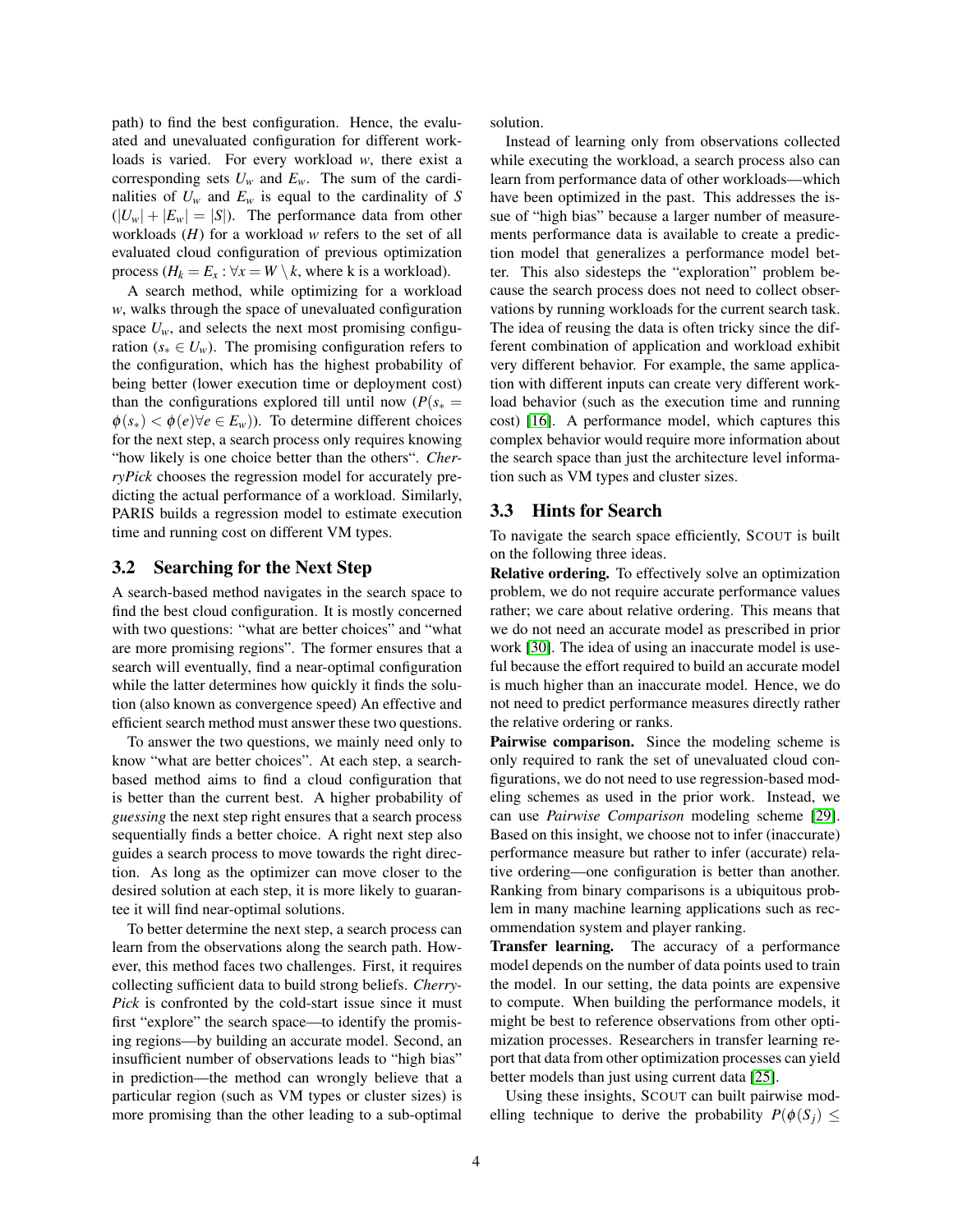path) to find the best configuration. Hence, the evaluated and unevaluated configuration for different workloads is varied. For every workload $w$, there exist a corresponding sets $U_w$ and $E_w$. The sum of the cardinalities of $U_w$ and $E_w$ is equal to the cardinality of $S$ ($|U_w| + |E_w| = |S|$). The performance data from other workloads ($H$) for a workload $w$ refers to the set of all evaluated cloud configuration of previous optimization process ($H_k = E_x : \forall x = W \setminus k$, where k is a workload).

A search method, while optimizing for a workload $w$, walks through the space of unevaluated configuration space $U_w$, and selects the next most promising configuration ($s_* \in U_w$). The promising configuration refers to the configuration, which has the highest probability of being better (lower execution time or deployment cost) than the configurations explored till until now ($P(s_* = \phi(s_*) < \phi(e) \forall e \in E_w)$). To determine different choices for the next step, a search process only requires knowing "how likely is one choice better than the others". *CherryPick* chooses the regression model for accurately predicting the actual performance of a workload. Similarly, PARIS builds a regression model to estimate execution time and running cost on different VM types.

## 3.2 Searching for the Next Step

A search-based method navigates in the search space to find the best cloud configuration. It is mostly concerned with two questions: "what are better choices" and "what are more promising regions". The former ensures that a search will eventually, find a near-optimal configuration while the latter determines how quickly it finds the solution (also known as convergence speed) An effective and efficient search method must answer these two questions.

To answer the two questions, we mainly need only to know "what are better choices". At each step, a search-based method aims to find a cloud configuration that is better than the current best. A higher probability of *guessing* the next step right ensures that a search process sequentially finds a better choice. A right next step also guides a search process to move towards the right direction. As long as the optimizer can move closer to the desired solution at each step, it is more likely to guarantee it will find near-optimal solutions.

To better determine the next step, a search process can learn from the observations along the search path. However, this method faces two challenges. First, it requires collecting sufficient data to build strong beliefs. *CherryPick* is confronted by the cold-start issue since it must first "explore" the search space—to identify the promising regions—by building an accurate model. Second, an insufficient number of observations leads to "high bias" in prediction—the method can wrongly believe that a particular region (such as VM types or cluster sizes) is more promising than the other leading to a sub-optimal solution.

Instead of learning only from observations collected while executing the workload, a search process also can learn from performance data of other workloads—which have been optimized in the past. This addresses the issue of "high bias" because a larger number of measurements performance data is available to create a prediction model that generalizes a performance model better. This also sidesteps the "exploration" problem because the search process does not need to collect observations by running workloads for the current search task. The idea of reusing the data is often tricky since the different combination of application and workload exhibit very different behavior. For example, the same application with different inputs can create very different workload behavior (such as the execution time and running cost) [16]. A performance model, which captures this complex behavior would require more information about the search space than just the architecture level information such as VM types and cluster sizes.

## 3.3 Hints for Search

To navigate the search space efficiently, SCOUT is built on the following three ideas.

**Relative ordering.** To effectively solve an optimization problem, we do not require accurate performance values rather; we care about relative ordering. This means that we do not need an accurate model as prescribed in prior work [30]. The idea of using an inaccurate model is useful because the effort required to build an accurate model is much higher than an inaccurate model. Hence, we do not need to predict performance measures directly rather the relative ordering or ranks.

**Pairwise comparison.** Since the modeling scheme is only required to rank the set of unevaluated cloud configurations, we do not need to use regression-based modeling schemes as used in the prior work. Instead, we can use *Pairwise Comparison* modeling scheme [29]. Based on this insight, we choose not to infer (inaccurate) performance measure but rather to infer (accurate) relative ordering—one configuration is better than another. Ranking from binary comparisons is a ubiquitous problem in many machine learning applications such as recommendation system and player ranking.

**Transfer learning.** The accuracy of a performance model depends on the number of data points used to train the model. In our setting, the data points are expensive to compute. When building the performance models, it might be best to reference observations from other optimization processes. Researchers in transfer learning report that data from other optimization processes can yield better models than just using current data [25].

Using these insights, SCOUT can built pairwise modelling technique to derive the probability $P(\phi(S_j) \leq$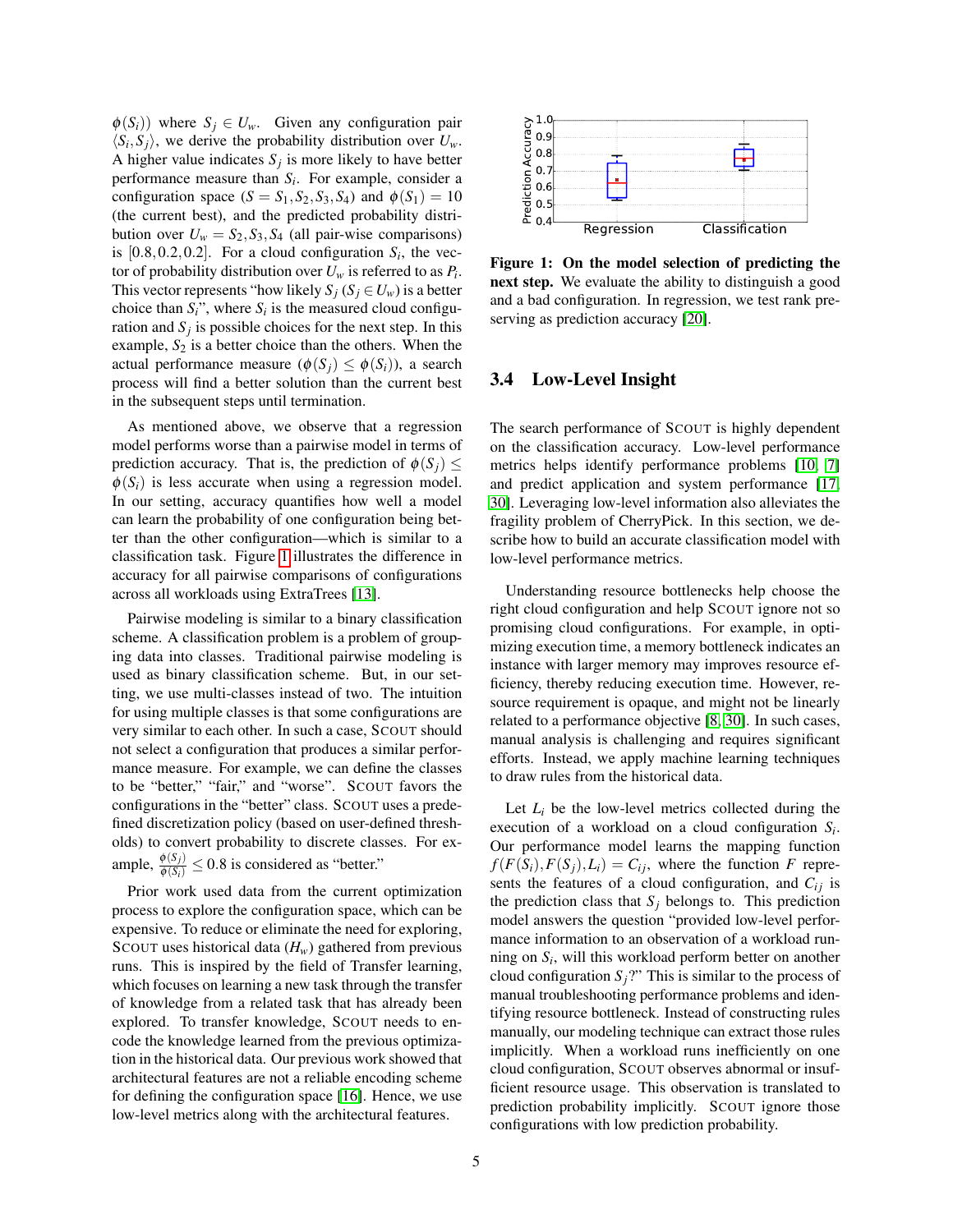$\phi(S_i)$) where $S_j \in U_w$. Given any configuration pair $\langle S_i, S_j \rangle$, we derive the probability distribution over $U_w$. A higher value indicates $S_j$ is more likely to have better performance measure than $S_i$. For example, consider a configuration space ($S = S_1, S_2, S_3, S_4$) and $\phi(S_1) = 10$ (the current best), and the predicted probability distribution over $U_w = S_2, S_3, S_4$ (all pair-wise comparisons) is $[0.8, 0.2, 0.2]$. For a cloud configuration $S_i$, the vector of probability distribution over $U_w$ is referred to as $P_i$. This vector represents "how likely $S_j$ ($S_j \in U_w$) is a better choice than $S_i$", where $S_i$ is the measured cloud configuration and $S_j$ is possible choices for the next step. In this example, $S_2$ is a better choice than the others. When the actual performance measure ($\phi(S_j) \leq \phi(S_i)$), a search process will find a better solution than the current best in the subsequent steps until termination.

As mentioned above, we observe that a regression model performs worse than a pairwise model in terms of prediction accuracy. That is, the prediction of $\phi(S_j) \leq \phi(S_i)$ is less accurate when using a regression model. In our setting, accuracy quantifies how well a model can learn the probability of one configuration being better than the other configuration—which is similar to a classification task. Figure 1 illustrates the difference in accuracy for all pairwise comparisons of configurations across all workloads using ExtraTrees [13].

Pairwise modeling is similar to a binary classification scheme. A classification problem is a problem of grouping data into classes. Traditional pairwise modeling is used as binary classification scheme. But, in our setting, we use multi-classes instead of two. The intuition for using multiple classes is that some configurations are very similar to each other. In such a case, SCOUT should not select a configuration that produces a similar performance measure. For example, we can define the classes to be "better," "fair," and "worse". SCOUT favors the configurations in the "better" class. SCOUT uses a predefined discretization policy (based on user-defined thresholds) to convert probability to discrete classes. For example, $\frac{\phi(S_j)}{\phi(S_i)} \leq 0.8$ is considered as "better."

Prior work used data from the current optimization process to explore the configuration space, which can be expensive. To reduce or eliminate the need for exploring, SCOUT uses historical data ($H_w$) gathered from previous runs. This is inspired by the field of Transfer learning, which focuses on learning a new task through the transfer of knowledge from a related task that has already been explored. To transfer knowledge, SCOUT needs to encode the knowledge learned from the previous optimization in the historical data. Our previous work showed that architectural features are not a reliable encoding scheme for defining the configuration space [16]. Hence, we use low-level metrics along with the architectural features.

**Figure 1: On the model selection of predicting the next step.** We evaluate the ability to distinguish a good and a bad configuration. In regression, we test rank preserving as prediction accuracy [20].

## 3.4 Low-Level Insight

The search performance of SCOUT is highly dependent on the classification accuracy. Low-level performance metrics helps identify performance problems [10, 7] and predict application and system performance [17, 30]. Leveraging low-level information also alleviates the fragility problem of CherryPick. In this section, we describe how to build an accurate classification model with low-level performance metrics.

Understanding resource bottlenecks help choose the right cloud configuration and help SCOUT ignore not so promising cloud configurations. For example, in optimizing execution time, a memory bottleneck indicates an instance with larger memory may improves resource efficiency, thereby reducing execution time. However, resource requirement is opaque, and might not be linearly related to a performance objective [8, 30]. In such cases, manual analysis is challenging and requires significant efforts. Instead, we apply machine learning techniques to draw rules from the historical data.

Let $L_i$ be the low-level metrics collected during the execution of a workload on a cloud configuration $S_i$. Our performance model learns the mapping function $f(F(S_i), F(S_j), L_i) = C_{ij}$, where the function $F$ represents the features of a cloud configuration, and $C_{ij}$ is the prediction class that $S_j$ belongs to. This prediction model answers the question "provided low-level performance information to an observation of a workload running on $S_i$, will this workload perform better on another cloud configuration $S_j$?" This is similar to the process of manual troubleshooting performance problems and identifying resource bottleneck. Instead of constructing rules manually, our modeling technique can extract those rules implicitly. When a workload runs inefficiently on one cloud configuration, SCOUT observes abnormal or insufficient resource usage. This observation is translated to prediction probability implicitly. SCOUT ignore those configurations with low prediction probability.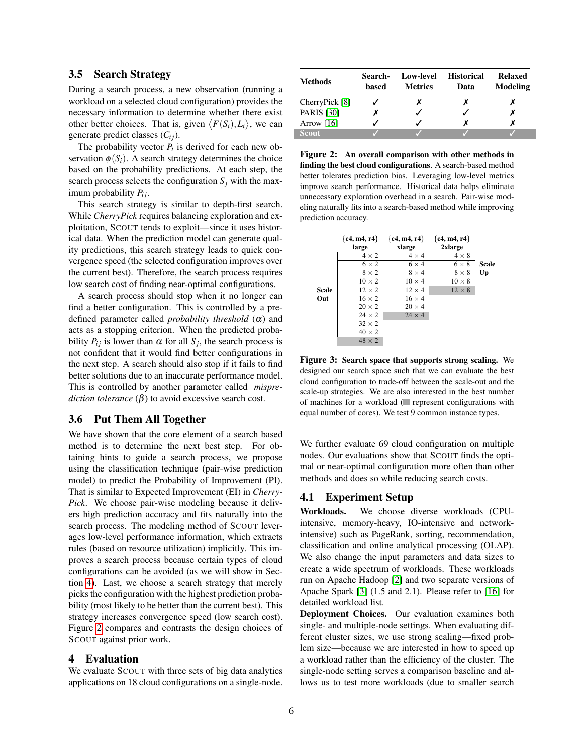### 3.5 Search Strategy

During a search process, a new observation (running a workload on a selected cloud configuration) provides the necessary information to determine whether there exist other better choices. That is, given $\langle F(S_i), L_i \rangle$, we can generate predict classes ($C_{ij}$).

The probability vector $P_i$ is derived for each new observation $\phi(S_i)$. A search strategy determines the choice based on the probability predictions. At each step, the search process selects the configuration $S_j$ with the maximum probability $P_{ij}$.

This search strategy is similar to depth-first search. While *CherryPick* requires balancing exploration and exploitation, SCOUT tends to exploit—since it uses historical data. When the prediction model can generate quality predictions, this search strategy leads to quick convergence speed (the selected configuration improves over the current best). Therefore, the search process requires low search cost of finding near-optimal configurations.

A search process should stop when it no longer can find a better configuration. This is controlled by a predefined parameter called *probability threshold* ($\alpha$) and acts as a stopping criterion. When the predicted probability $P_{ij}$ is lower than $\alpha$ for all $S_j$, the search process is not confident that it would find better configurations in the next step. A search should also stop if it fails to find better solutions due to an inaccurate performance model. This is controlled by another parameter called *misprediction tolerance* ($\beta$) to avoid excessive search cost.

### 3.6 Put Them All Together

We have shown that the core element of a search based method is to determine the next best step. For obtaining hints to guide a search process, we propose using the classification technique (pair-wise prediction model) to predict the Probability of Improvement (PI). That is similar to Expected Improvement (EI) in *CherryPick*. We choose pair-wise modeling because it delivers high prediction accuracy and fits naturally into the search process. The modeling method of SCOUT leverages low-level performance information, which extracts rules (based on resource utilization) implicitly. This improves a search process because certain types of cloud configurations can be avoided (as we will show in Section 4). Last, we choose a search strategy that merely picks the configuration with the highest prediction probability (most likely to be better than the current best). This strategy increases convergence speed (low search cost). Figure 2 compares and contrasts the design choices of SCOUT against prior work.

## 4 Evaluation

We evaluate SCOUT with three sets of big data analytics applications on 18 cloud configurations on a single-node.

| Methods | Search-based | Low-level Metrics | Historical Data | Relaxed Modeling |
|---|---|---|---|---|
| CherryPick [8] | ✓ | ✗ | ✗ | ✗ |
| PARIS [30] | ✗ | ✓ | ✓ | ✗ |
| Arrow [16] | ✓ | ✓ | ✗ | ✗ |
| **Scout** | ✓ | ✓ | ✓ | ✓ |

**Figure 2: An overall comparison with other methods in finding the best cloud configurations**. A search-based method better tolerates prediction bias. Leveraging low-level metrics improve search performance. Historical data helps eliminate unnecessary exploration overhead in a search. Pair-wise modeling naturally fits into a search-based method while improving prediction accuracy.

| | {c4, m4, r4} large | {c4, m4, r4} xlarge | {c4, m4, r4} 2xlarge | |
|---|---|---|---|---|
| | 4 × 2 | 4 × 4 | 4 × 8 | |
| | 6 × 2 | 6 × 4 | 6 × 8 | **Scale Up** |
| | 8 × 2 | 8 × 4 | 8 × 8 | |
| | 10 × 2 | 10 × 4 | 10 × 8 | |
| **Scale Out** | 12 × 2 | 12 × 4 | 12 × 8 | |
| | 16 × 2 | 16 × 4 | | |
| | 20 × 2 | 20 × 4 | | |
| | 24 × 2 | 24 × 4 | | |
| | 32 × 2 | | | |
| | 40 × 2 | | | |
| | 48 × 2 | | | |

**Figure 3: Search space that supports strong scaling.** We designed our search space such that we can evaluate the best cloud configuration to trade-off between the scale-out and the scale-up strategies. We are also interested in the best number of machines for a workload (shaded cells represent configurations with equal number of cores). We test 9 common instance types.

We further evaluate 69 cloud configuration on multiple nodes. Our evaluations show that SCOUT finds the optimal or near-optimal configuration more often than other methods and does so while reducing search costs.

### 4.1 Experiment Setup

**Workloads.** We choose diverse workloads (CPU-intensive, memory-heavy, IO-intensive and network-intensive) such as PageRank, sorting, recommendation, classification and online analytical processing (OLAP). We also change the input parameters and data sizes to create a wide spectrum of workloads. These workloads run on Apache Hadoop [2] and two separate versions of Apache Spark [3] (1.5 and 2.1). Please refer to [16] for detailed workload list.

**Deployment Choices.** Our evaluation examines both single- and multiple-node settings. When evaluating different cluster sizes, we use strong scaling—fixed problem size—because we are interested in how to speed up a workload rather than the efficiency of the cluster. The single-node setting serves a comparison baseline and allows us to test more workloads (due to smaller search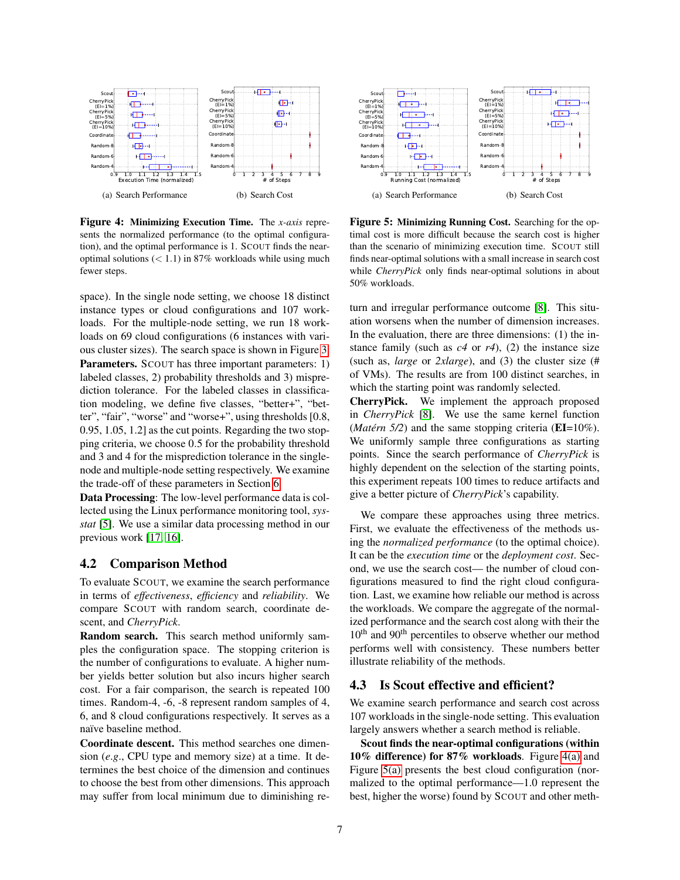Figure 4: **Minimizing Execution Time.** The *x-axis* represents the normalized performance (to the optimal configuration), and the optimal performance is 1. SCOUT finds the near-optimal solutions (< 1.1) in 87% workloads while using much fewer steps.

(a) Search Performance (b) Search Cost

Figure 5: **Minimizing Running Cost.** Searching for the optimal cost is more difficult because the search cost is higher than the scenario of minimizing execution time. SCOUT still finds near-optimal solutions with a small increase in search cost while *CherryPick* only finds near-optimal solutions in about 50% workloads.

(a) Search Performance (b) Search Cost

space). In the single node setting, we choose 18 distinct instance types or cloud configurations and 107 workloads. For the multiple-node setting, we run 18 workloads on 69 cloud configurations (6 instances with various cluster sizes). The search space is shown in Figure 3.

**Parameters.** SCOUT has three important parameters: 1) labeled classes, 2) probability thresholds and 3) misprediction tolerance. For the labeled classes in classification modeling, we define five classes, "better+", "better", "fair", "worse" and "worse+", using thresholds [0.8, 0.95, 1.05, 1.2] as the cut points. Regarding the two stopping criteria, we choose 0.5 for the probability threshold and 3 and 4 for the misprediction tolerance in the single-node and multiple-node setting respectively. We examine the trade-off of these parameters in Section 6.

**Data Processing**: The low-level performance data is collected using the Linux performance monitoring tool, *sysstat* [5]. We use a similar data processing method in our previous work [17, 16].

## 4.2 Comparison Method

To evaluate SCOUT, we examine the search performance in terms of *effectiveness*, *efficiency* and *reliability*. We compare SCOUT with random search, coordinate descent, and *CherryPick*.

**Random search.** This search method uniformly samples the configuration space. The stopping criterion is the number of configurations to evaluate. A higher number yields better solution but also incurs higher search cost. For a fair comparison, the search is repeated 100 times. Random-4, -6, -8 represent random samples of 4, 6, and 8 cloud configurations respectively. It serves as a naïve baseline method.

**Coordinate descent.** This method searches one dimension (*e.g.*, CPU type and memory size) at a time. It determines the best choice of the dimension and continues to choose the best from other dimensions. This approach may suffer from local minimum due to diminishing return and irregular performance outcome [8]. This situation worsens when the number of dimension increases. In the evaluation, there are three dimensions: (1) the instance family (such as *c4* or *r4*), (2) the instance size (such as, *large* or *2xlarge*), and (3) the cluster size (# of VMs). The results are from 100 distinct searches, in which the starting point was randomly selected.

**CherryPick.** We implement the approach proposed in *CherryPick* [8]. We use the same kernel function (*Matérn 5/2*) and the same stopping criteria (**EI**=10%). We uniformly sample three configurations as starting points. Since the search performance of *CherryPick* is highly dependent on the selection of the starting points, this experiment repeats 100 times to reduce artifacts and give a better picture of *CherryPick*'s capability.

We compare these approaches using three metrics. First, we evaluate the effectiveness of the methods using the *normalized performance* (to the optimal choice). It can be the *execution time* or the *deployment cost*. Second, we use the search cost— the number of cloud configurations measured to find the right cloud configuration. Last, we examine how reliable our method is across the workloads. We compare the aggregate of the normalized performance and the search cost along with their the $10^{th}$ and $90^{th}$ percentiles to observe whether our method performs well with consistency. These numbers better illustrate reliability of the methods.

## 4.3 Is Scout effective and efficient?

We examine search performance and search cost across 107 workloads in the single-node setting. This evaluation largely answers whether a search method is reliable.

**Scout finds the near-optimal configurations (within 10% difference) for 87% workloads.** Figure 4(a) and Figure 5(a) presents the best cloud configuration (normalized to the optimal performance—1.0 represent the best, higher the worse) found by SCOUT and other meth-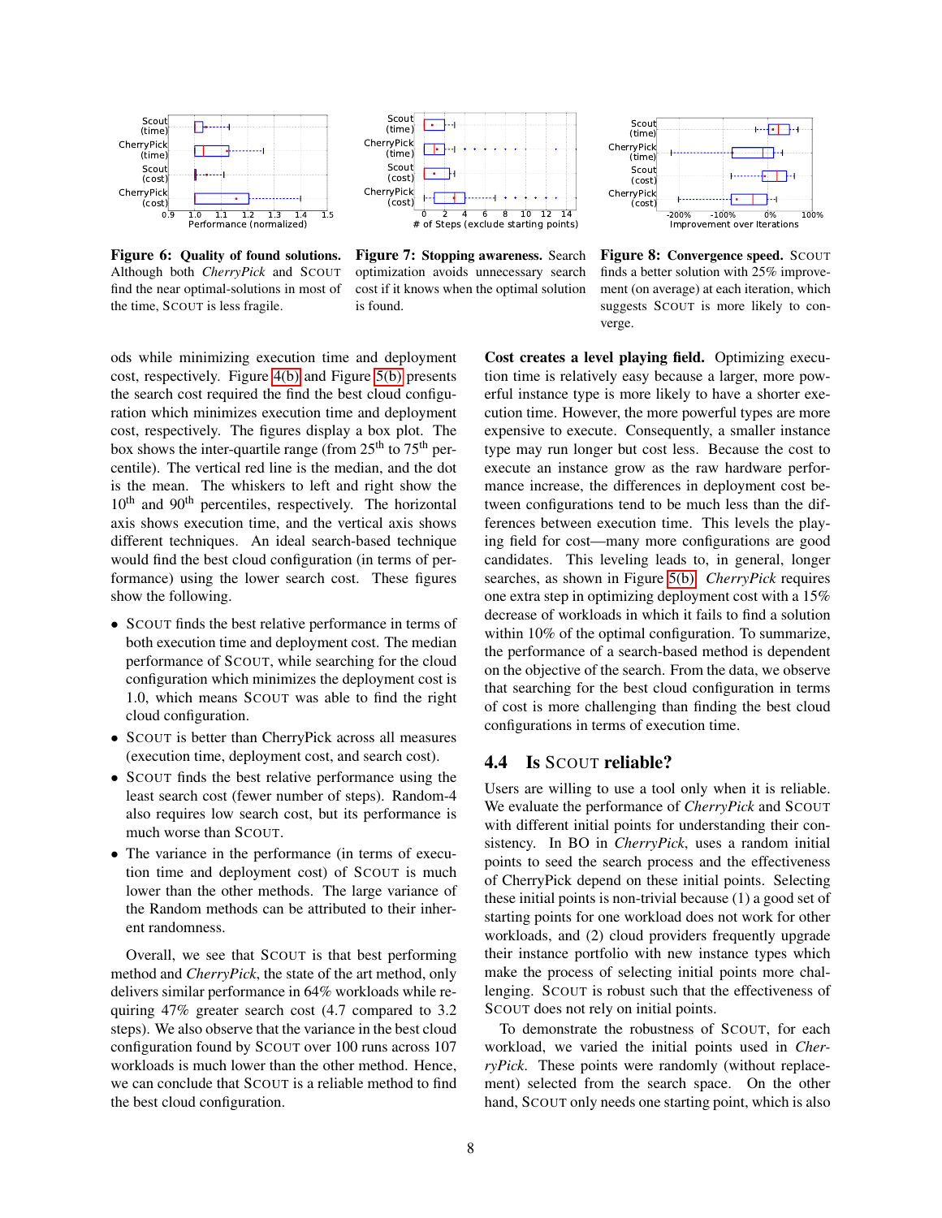**Figure 6: Quality of found solutions.** Although both *CherryPick* and SCOUT find the near optimal-solutions in most of the time, SCOUT is less fragile.

**Figure 7: Stopping awareness.** Search optimization avoids unnecessary search cost if it knows when the optimal solution is found.

**Figure 8: Convergence speed.** SCOUT finds a better solution with 25% improvement (on average) at each iteration, which suggests SCOUT is more likely to converge.

ods while minimizing execution time and deployment cost, respectively. Figure 4(b) and Figure 5(b) presents the search cost required the find the best cloud configuration which minimizes execution time and deployment cost, respectively. The figures display a box plot. The box shows the inter-quartile range (from 25th to 75th percentile). The vertical red line is the median, and the dot is the mean. The whiskers to left and right show the 10th and 90th percentiles, respectively. The horizontal axis shows execution time, and the vertical axis shows different techniques. An ideal search-based technique would find the best cloud configuration (in terms of performance) using the lower search cost. These figures show the following.

- SCOUT finds the best relative performance in terms of both execution time and deployment cost. The median performance of SCOUT, while searching for the cloud configuration which minimizes the deployment cost is 1.0, which means SCOUT was able to find the right cloud configuration.
- SCOUT is better than CherryPick across all measures (execution time, deployment cost, and search cost).
- SCOUT finds the best relative performance using the least search cost (fewer number of steps). Random-4 also requires low search cost, but its performance is much worse than SCOUT.
- The variance in the performance (in terms of execution time and deployment cost) of SCOUT is much lower than the other methods. The large variance of the Random methods can be attributed to their inherent randomness.

Overall, we see that SCOUT is that best performing method and *CherryPick*, the state of the art method, only delivers similar performance in 64% workloads while requiring 47% greater search cost (4.7 compared to 3.2 steps). We also observe that the variance in the best cloud configuration found by SCOUT over 100 runs across 107 workloads is much lower than the other method. Hence, we can conclude that SCOUT is a reliable method to find the best cloud configuration.

**Cost creates a level playing field.** Optimizing execution time is relatively easy because a larger, more powerful instance type is more likely to have a shorter execution time. However, the more powerful types are more expensive to execute. Consequently, a smaller instance type may run longer but cost less. Because the cost to execute an instance grow as the raw hardware performance increase, the differences in deployment cost between configurations tend to be much less than the differences between execution time. This levels the playing field for cost—many more configurations are good candidates. This leveling leads to, in general, longer searches, as shown in Figure 5(b). *CherryPick* requires one extra step in optimizing deployment cost with a 15% decrease of workloads in which it fails to find a solution within 10% of the optimal configuration. To summarize, the performance of a search-based method is dependent on the objective of the search. From the data, we observe that searching for the best cloud configuration in terms of cost is more challenging than finding the best cloud configurations in terms of execution time.

## 4.4 Is SCOUT reliable?

Users are willing to use a tool only when it is reliable. We evaluate the performance of *CherryPick* and SCOUT with different initial points for understanding their consistency. In BO in *CherryPick*, uses a random initial points to seed the search process and the effectiveness of CherryPick depend on these initial points. Selecting these initial points is non-trivial because (1) a good set of starting points for one workload does not work for other workloads, and (2) cloud providers frequently upgrade their instance portfolio with new instance types which make the process of selecting initial points more challenging. SCOUT is robust such that the effectiveness of SCOUT does not rely on initial points.

To demonstrate the robustness of SCOUT, for each workload, we varied the initial points used in *CherryPick*. These points were randomly (without replacement) selected from the search space. On the other hand, SCOUT only needs one starting point, which is also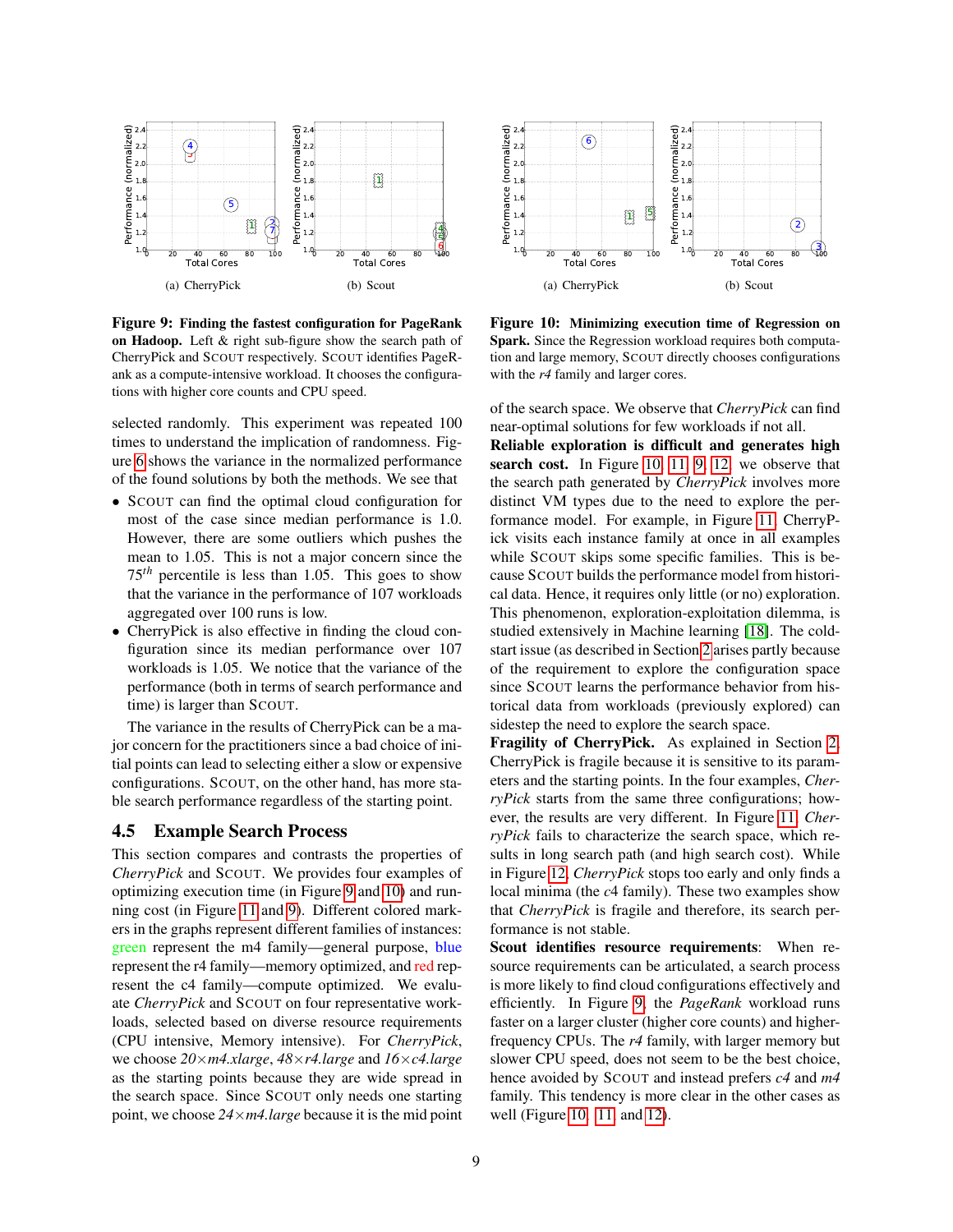(a) CherryPick

(b) Scout

**Figure 9: Finding the fastest configuration for PageRank on Hadoop.** Left & right sub-figure show the search path of CherryPick and SCOUT respectively. SCOUT identifies PageRank as a compute-intensive workload. It chooses the configurations with higher core counts and CPU speed.

(a) CherryPick

(b) Scout

**Figure 10: Minimizing execution time of Regression on Spark.** Since the Regression workload requires both computation and large memory, SCOUT directly chooses configurations with the *r4* family and larger cores.

selected randomly. This experiment was repeated 100 times to understand the implication of randomness. Figure 6 shows the variance in the normalized performance of the found solutions by both the methods. We see that

- SCOUT can find the optimal cloud configuration for most of the case since median performance is 1.0. However, there are some outliers which pushes the mean to 1.05. This is not a major concern since the $75^{th}$ percentile is less than 1.05. This goes to show that the variance in the performance of 107 workloads aggregated over 100 runs is low.
- CherryPick is also effective in finding the cloud configuration since its median performance over 107 workloads is 1.05. We notice that the variance of the performance (both in terms of search performance and time) is larger than SCOUT.

The variance in the results of CherryPick can be a major concern for the practitioners since a bad choice of initial points can lead to selecting either a slow or expensive configurations. SCOUT, on the other hand, has more stable search performance regardless of the starting point.

## 4.5 Example Search Process

This section compares and contrasts the properties of *CherryPick* and SCOUT. We provides four examples of optimizing execution time (in Figure 9 and 10) and running cost (in Figure 11 and 9). Different colored markers in the graphs represent different families of instances: green represent the m4 family—general purpose, blue represent the r4 family—memory optimized, and red represent the c4 family—compute optimized. We evaluate *CherryPick* and SCOUT on four representative workloads, selected based on diverse resource requirements (CPU intensive, Memory intensive). For *CherryPick*, we choose *20×m4.xlarge*, *48×r4.large* and *16×c4.large* as the starting points because they are wide spread in the search space. Since SCOUT only needs one starting point, we choose *24×m4.large* because it is the mid point of the search space. We observe that *CherryPick* can find near-optimal solutions for few workloads if not all.

**Reliable exploration is difficult and generates high search cost.** In Figure 10, 11, 9, 12, we observe that the search path generated by *CherryPick* involves more distinct VM types due to the need to explore the performance model. For example, in Figure 11, CherryPick visits each instance family at once in all examples while SCOUT skips some specific families. This is because SCOUT builds the performance model from historical data. Hence, it requires only little (or no) exploration. This phenomenon, exploration-exploitation dilemma, is studied extensively in Machine learning [18]. The cold-start issue (as described in Section 2 arises partly because of the requirement to explore the configuration space since SCOUT learns the performance behavior from historical data from workloads (previously explored) can sidestep the need to explore the search space.

**Fragility of CherryPick.** As explained in Section 2, CherryPick is fragile because it is sensitive to its parameters and the starting points. In the four examples, *CherryPick* starts from the same three configurations; however, the results are very different. In Figure 11, *CherryPick* fails to characterize the search space, which results in long search path (and high search cost). While in Figure 12, *CherryPick* stops too early and only finds a local minima (the *c4* family). These two examples show that *CherryPick* is fragile and therefore, its search performance is not stable.

**Scout identifies resource requirements**: When resource requirements can be articulated, a search process is more likely to find cloud configurations effectively and efficiently. In Figure 9, the *PageRank* workload runs faster on a larger cluster (higher core counts) and higher-frequency CPUs. The *r4* family, with larger memory but slower CPU speed, does not seem to be the best choice, hence avoided by SCOUT and instead prefers *c4* and *m4* family. This tendency is more clear in the other cases as well (Figure 10, 11, and 12).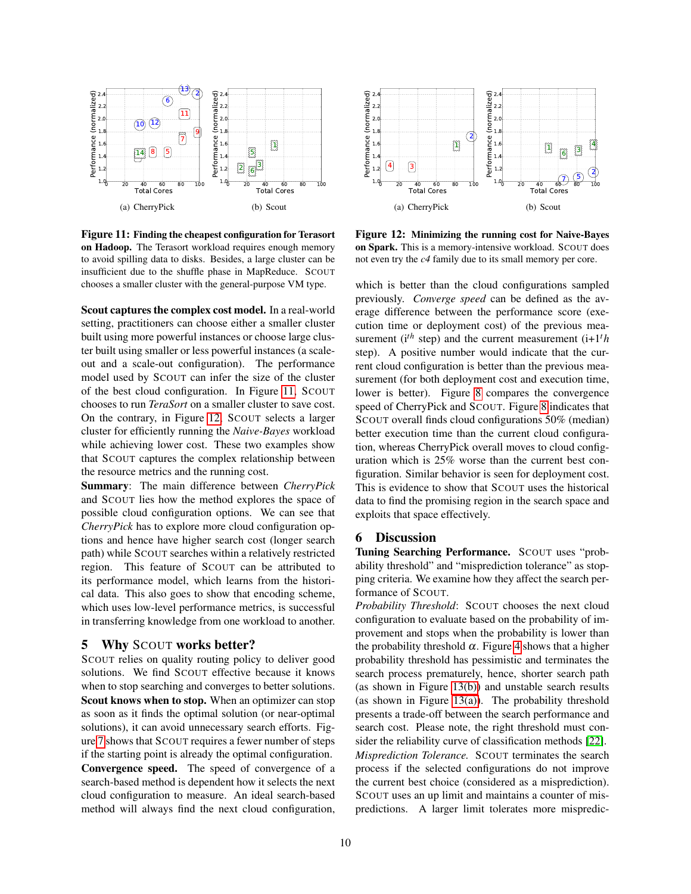(a) CherryPick

(b) Scout

**Figure 11: Finding the cheapest configuration for Terasort on Hadoop.** The Terasort workload requires enough memory to avoid spilling data to disks. Besides, a large cluster can be insufficient due to the shuffle phase in MapReduce. SCOUT chooses a smaller cluster with the general-purpose VM type.

(a) CherryPick

(b) Scout

**Figure 12: Minimizing the running cost for Naive-Bayes on Spark.** This is a memory-intensive workload. SCOUT does not even try the *c4* family due to its small memory per core.

**Scout captures the complex cost model.** In a real-world setting, practitioners can choose either a smaller cluster built using more powerful instances or choose large cluster built using smaller or less powerful instances (a scale-out and a scale-out configuration). The performance model used by SCOUT can infer the size of the cluster of the best cloud configuration. In Figure 11, SCOUT chooses to run *TeraSort* on a smaller cluster to save cost. On the contrary, in Figure 12, SCOUT selects a larger cluster for efficiently running the *Naive-Bayes* workload while achieving lower cost. These two examples show that SCOUT captures the complex relationship between the resource metrics and the running cost.

**Summary**: The main difference between *CherryPick* and SCOUT lies how the method explores the space of possible cloud configuration options. We can see that *CherryPick* has to explore more cloud configuration options and hence have higher search cost (longer search path) while SCOUT searches within a relatively restricted region. This feature of SCOUT can be attributed to its performance model, which learns from the historical data. This also goes to show that encoding scheme, which uses low-level performance metrics, is successful in transferring knowledge from one workload to another.

## 5 Why SCOUT works better?

SCOUT relies on quality routing policy to deliver good solutions. We find SCOUT effective because it knows when to stop searching and converges to better solutions.

**Scout knows when to stop.** When an optimizer can stop as soon as it finds the optimal solution (or near-optimal solutions), it can avoid unnecessary search efforts. Figure 7 shows that SCOUT requires a fewer number of steps if the starting point is already the optimal configuration.

**Convergence speed.** The speed of convergence of a search-based method is dependent how it selects the next cloud configuration to measure. An ideal search-based method will always find the next cloud configuration, which is better than the cloud configurations sampled previously. *Converge speed* can be defined as the average difference between the performance score (execution time or deployment cost) of the previous measurement ($i^{th}$ step) and the current measurement ($i$+$1^{t}h$ step). A positive number would indicate that the current cloud configuration is better than the previous measurement (for both deployment cost and execution time, lower is better). Figure 8 compares the convergence speed of CherryPick and SCOUT. Figure 8 indicates that SCOUT overall finds cloud configurations 50% (median) better execution time than the current cloud configuration, whereas CherryPick overall moves to cloud configuration which is 25% worse than the current best configuration. Similar behavior is seen for deployment cost. This is evidence to show that SCOUT uses the historical data to find the promising region in the search space and exploits that space effectively.

## 6 Discussion

**Tuning Searching Performance.** SCOUT uses "probability threshold" and "misprediction tolerance" as stopping criteria. We examine how they affect the search performance of SCOUT.

*Probability Threshold*: SCOUT chooses the next cloud configuration to evaluate based on the probability of improvement and stops when the probability is lower than the probability threshold $\alpha$. Figure 4 shows that a higher probability threshold has pessimistic and terminates the search process prematurely, hence, shorter search path (as shown in Figure 13(b)) and unstable search results (as shown in Figure 13(a)). The probability threshold presents a trade-off between the search performance and search cost. Please note, the right threshold must consider the reliability curve of classification methods [22].

*Misprediction Tolerance.* SCOUT terminates the search process if the selected configurations do not improve the current best choice (considered as a misprediction). SCOUT uses an up limit and maintains a counter of mispredictions. A larger limit tolerates more mispredic-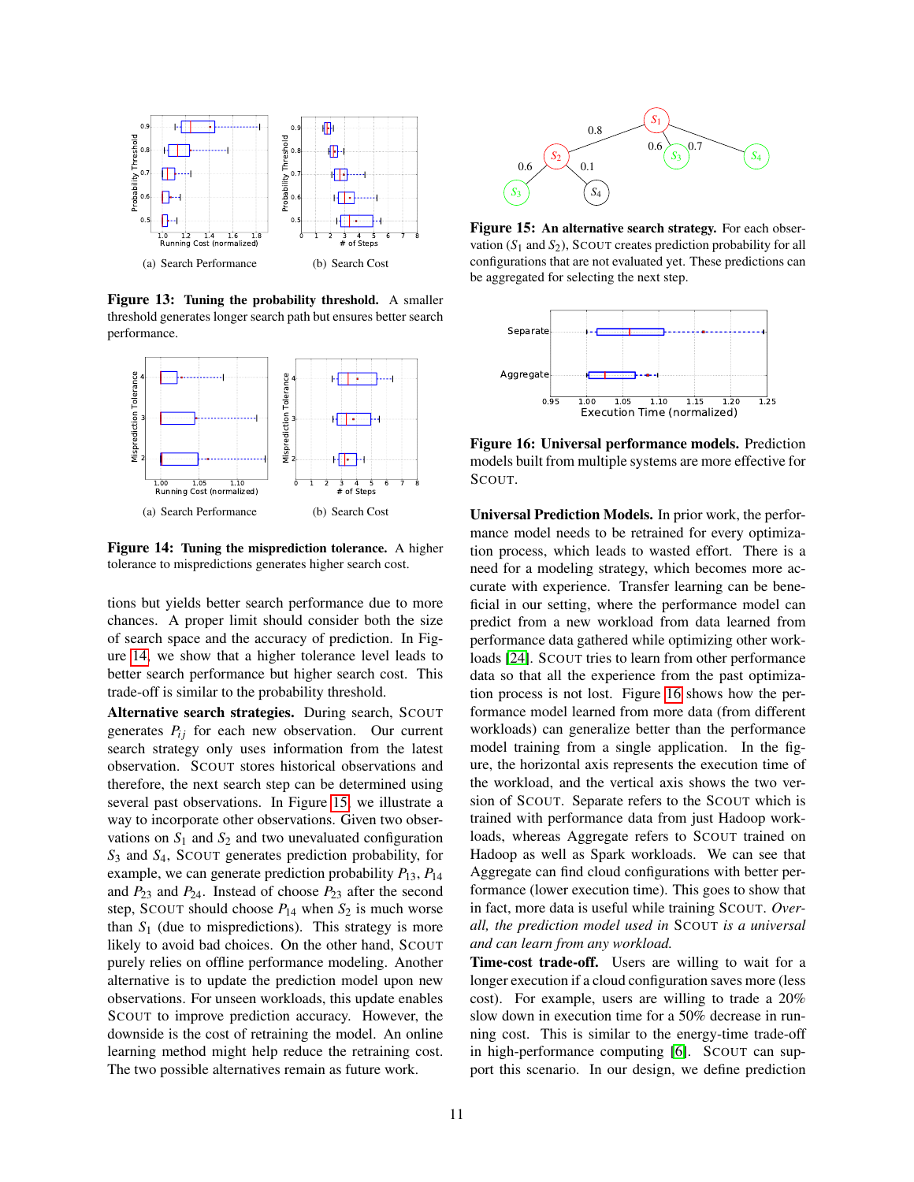(a) Search Performance (b) Search Cost

**Figure 13: Tuning the probability threshold.** A smaller threshold generates longer search path but ensures better search performance.

(a) Search Performance (b) Search Cost

**Figure 14: Tuning the misprediction tolerance.** A higher tolerance to mispredictions generates higher search cost.

tions but yields better search performance due to more chances. A proper limit should consider both the size of search space and the accuracy of prediction. In Figure 14, we show that a higher tolerance level leads to better search performance but higher search cost. This trade-off is similar to the probability threshold.

**Alternative search strategies.** During search, SCOUT generates $P_{ij}$ for each new observation. Our current search strategy only uses information from the latest observation. SCOUT stores historical observations and therefore, the next search step can be determined using several past observations. In Figure 15, we illustrate a way to incorporate other observations. Given two observations on $S_1$ and $S_2$ and two unevaluated configuration $S_3$ and $S_4$, SCOUT generates prediction probability, for example, we can generate prediction probability $P_{13}$, $P_{14}$ and $P_{23}$ and $P_{24}$. Instead of choose $P_{23}$ after the second step, SCOUT should choose $P_{14}$ when $S_2$ is much worse than $S_1$ (due to mispredictions). This strategy is more likely to avoid bad choices. On the other hand, SCOUT purely relies on offline performance modeling. Another alternative is to update the prediction model upon new observations. For unseen workloads, this update enables SCOUT to improve prediction accuracy. However, the downside is the cost of retraining the model. An online learning method might help reduce the retraining cost. The two possible alternatives remain as future work.

**Figure 15: An alternative search strategy.** For each observation ($S_1$ and $S_2$), SCOUT creates prediction probability for all configurations that are not evaluated yet. These predictions can be aggregated for selecting the next step.

**Figure 16: Universal performance models.** Prediction models built from multiple systems are more effective for SCOUT.

**Universal Prediction Models.** In prior work, the performance model needs to be retrained for every optimization process, which leads to wasted effort. There is a need for a modeling strategy, which becomes more accurate with experience. Transfer learning can be beneficial in our setting, where the performance model can predict from a new workload from data learned from performance data gathered while optimizing other workloads [24]. SCOUT tries to learn from other performance data so that all the experience from the past optimization process is not lost. Figure 16 shows how the performance model learned from more data (from different workloads) can generalize better than the performance model training from a single application. In the figure, the horizontal axis represents the execution time of the workload, and the vertical axis shows the two version of SCOUT. Separate refers to the SCOUT which is trained with performance data from just Hadoop workloads, whereas Aggregate refers to SCOUT trained on Hadoop as well as Spark workloads. We can see that Aggregate can find cloud configurations with better performance (lower execution time). This goes to show that in fact, more data is useful while training SCOUT. *Overall, the prediction model used in SCOUT is a universal and can learn from any workload.*

**Time-cost trade-off.** Users are willing to wait for a longer execution if a cloud configuration saves more (less cost). For example, users are willing to trade a 20% slow down in execution time for a 50% decrease in running cost. This is similar to the energy-time trade-off in high-performance computing [6]. SCOUT can support this scenario. In our design, we define prediction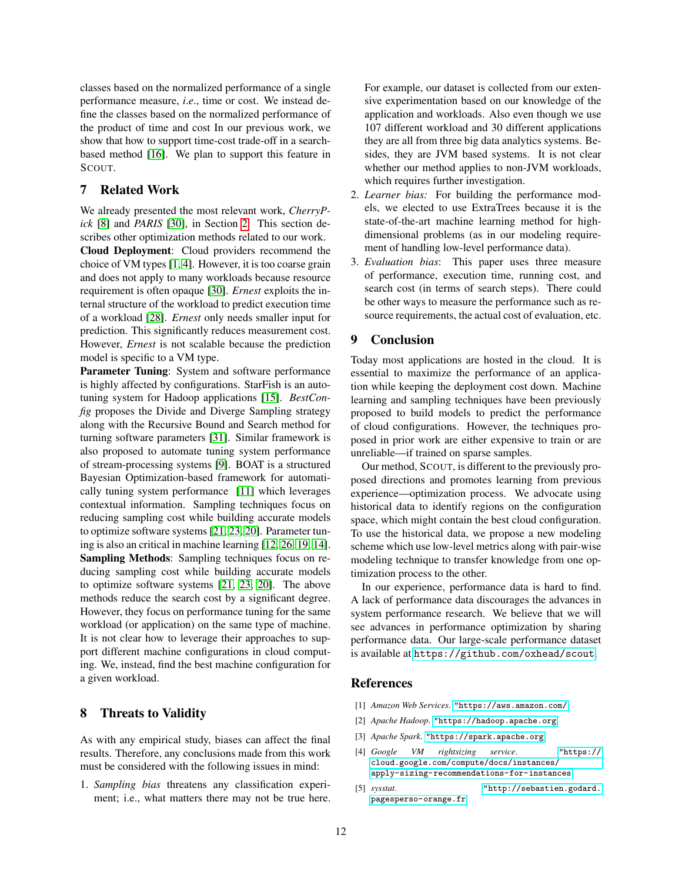classes based on the normalized performance of a single performance measure, *i.e*., time or cost. We instead define the classes based on the normalized performance of the product of time and cost In our previous work, we show that how to support time-cost trade-off in a search-based method [16]. We plan to support this feature in SCOUT.

## 7 Related Work

We already presented the most relevant work, *CherryPick* [8] and *PARIS* [30], in Section 2. This section describes other optimization methods related to our work.

**Cloud Deployment**: Cloud providers recommend the choice of VM types [1, 4]. However, it is too coarse grain and does not apply to many workloads because resource requirement is often opaque [30]. *Ernest* exploits the internal structure of the workload to predict execution time of a workload [28]. *Ernest* only needs smaller input for prediction. This significantly reduces measurement cost. However, *Ernest* is not scalable because the prediction model is specific to a VM type.

**Parameter Tuning**: System and software performance is highly affected by configurations. StarFish is an autotuning system for Hadoop applications [15]. *BestConfig* proposes the Divide and Diverge Sampling strategy along with the Recursive Bound and Search method for turning software parameters [31]. Similar framework is also proposed to automate tuning system performance of stream-processing systems [9]. BOAT is a structured Bayesian Optimization-based framework for automatically tuning system performance [11] which leverages contextual information. Sampling techniques focus on reducing sampling cost while building accurate models to optimize software systems [21, 23, 20]. Parameter tuning is also an critical in machine learning [12, 26, 19, 14].

**Sampling Methods**: Sampling techniques focus on reducing sampling cost while building accurate models to optimize software systems [21, 23, 20]. The above methods reduce the search cost by a significant degree. However, they focus on performance tuning for the same workload (or application) on the same type of machine. It is not clear how to leverage their approaches to support different machine configurations in cloud computing. We, instead, find the best machine configuration for a given workload.

## 8 Threats to Validity

As with any empirical study, biases can affect the final results. Therefore, any conclusions made from this work must be considered with the following issues in mind:

1. *Sampling bias* threatens any classification experiment; i.e., what matters there may not be true here. For example, our dataset is collected from our extensive experimentation based on our knowledge of the application and workloads. Also even though we use 107 different workload and 30 different applications they are all from three big data analytics systems. Besides, they are JVM based systems. It is not clear whether our method applies to non-JVM workloads, which requires further investigation.
2. *Learner bias:* For building the performance models, we elected to use ExtraTrees because it is the state-of-the-art machine learning method for high-dimensional problems (as in our modeling requirement of handling low-level performance data).
3. *Evaluation bias*: This paper uses three measure of performance, execution time, running cost, and search cost (in terms of search steps). There could be other ways to measure the performance such as resource requirements, the actual cost of evaluation, etc.

## 9 Conclusion

Today most applications are hosted in the cloud. It is essential to maximize the performance of an application while keeping the deployment cost down. Machine learning and sampling techniques have been previously proposed to build models to predict the performance of cloud configurations. However, the techniques proposed in prior work are either expensive to train or are unreliable—if trained on sparse samples.

Our method, SCOUT, is different to the previously proposed directions and promotes learning from previous experience—optimization process. We advocate using historical data to identify regions on the configuration space, which might contain the best cloud configuration. To use the historical data, we propose a new modeling scheme which use low-level metrics along with pair-wise modeling technique to transfer knowledge from one optimization process to the other.

In our experience, performance data is hard to find. A lack of performance data discourages the advances in system performance research. We believe that we will see advances in performance optimization by sharing performance data. Our large-scale performance dataset is available at https://github.com/oxhead/scout.

## References

[1] *Amazon Web Services*. "https://aws.amazon.com/

[2] *Apache Hadoop*. "https://hadoop.apache.org

[3] *Apache Spark*. "https://spark.apache.org

[4] *Google VM rightsizing service*. "https://cloud.google.com/compute/docs/instances/apply-sizing-recommendations-for-instances

[5] *sysstat*. "http://sebastien.godard.pagesperso-orange.fr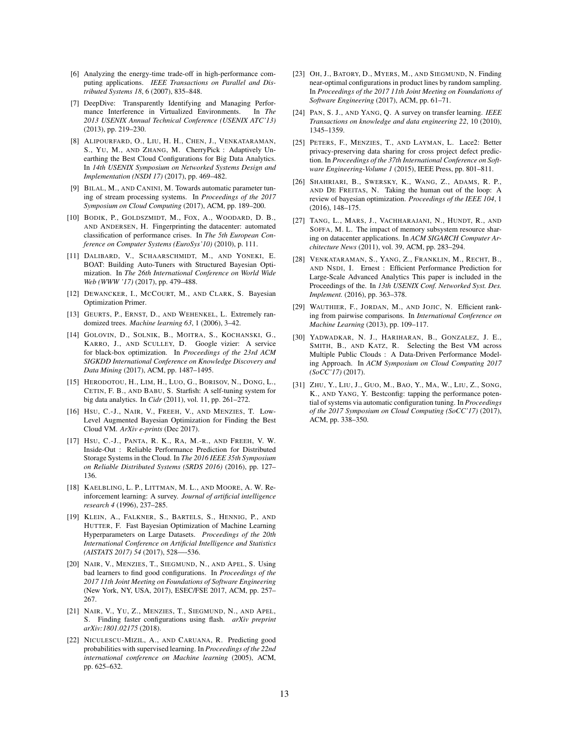[6] Analyzing the energy-time trade-off in high-performance computing applications. *IEEE Transactions on Parallel and Distributed Systems 18*, 6 (2007), 835–848.

[7] DeepDive: Transparently Identifying and Managing Performance Interference in Virtualized Environments. In *The 2013 USENIX Annual Technical Conference (USENIX ATC'13)* (2013), pp. 219–230.

[8] Alipourfard, O., Liu, H. H., Chen, J., Venkataraman, S., Yu, M., and Zhang, M. CherryPick : Adaptively Unearthing the Best Cloud Configurations for Big Data Analytics. In *14th USENIX Symposium on Networked Systems Design and Implementation (NSDI 17)* (2017), pp. 469–482.

[9] Bilal, M., and Canini, M. Towards automatic parameter tuning of stream processing systems. In *Proceedings of the 2017 Symposium on Cloud Computing* (2017), ACM, pp. 189–200.

[10] Bodik, P., Goldszmidt, M., Fox, A., Woodard, D. B., and Andersen, H. Fingerprinting the datacenter: automated classification of performance crises. In *The 5th European Conference on Computer Systems (EuroSys'10)* (2010), p. 111.

[11] Dalibard, V., Schaarschmidt, M., and Yoneki, E. BOAT: Building Auto-Tuners with Structured Bayesian Optimization. In *The 26th International Conference on World Wide Web (WWW '17)* (2017), pp. 479–488.

[12] Dewancker, I., McCourt, M., and Clark, S. Bayesian Optimization Primer.

[13] Geurts, P., Ernst, D., and Wehenkel, L. Extremely randomized trees. *Machine learning 63*, 1 (2006), 3–42.

[14] Golovin, D., Solnik, B., Moitra, S., Kochanski, G., Karro, J., and Sculley, D. Google vizier: A service for black-box optimization. In *Proceedings of the 23rd ACM SIGKDD International Conference on Knowledge Discovery and Data Mining* (2017), ACM, pp. 1487–1495.

[15] Herodotou, H., Lim, H., Luo, G., Borisov, N., Dong, L., Cetin, F. B., and Babu, S. Starfish: A self-tuning system for big data analytics. In *Cidr* (2011), vol. 11, pp. 261–272.

[16] Hsu, C.-J., Nair, V., Freeh, V., and Menzies, T. Low-Level Augmented Bayesian Optimization for Finding the Best Cloud VM. *ArXiv e-prints* (Dec 2017).

[17] Hsu, C.-J., Panta, R. K., Ra, M.-r., and Freeh, V. W. Inside-Out : Reliable Performance Prediction for Distributed Storage Systems in the Cloud. In *The 2016 IEEE 35th Symposium on Reliable Distributed Systems (SRDS 2016)* (2016), pp. 127–136.

[18] Kaelbling, L. P., Littman, M. L., and Moore, A. W. Reinforcement learning: A survey. *Journal of artificial intelligence research 4* (1996), 237–285.

[19] Klein, A., Falkner, S., Bartels, S., Hennig, P., and Hutter, F. Fast Bayesian Optimization of Machine Learning Hyperparameters on Large Datasets. *Proceedings of the 20th International Conference on Artificial Intelligence and Statistics (AISTATS 2017) 54* (2017), 528—-536.

[20] Nair, V., Menzies, T., Siegmund, N., and Apel, S. Using bad learners to find good configurations. In *Proceedings of the 2017 11th Joint Meeting on Foundations of Software Engineering* (New York, NY, USA, 2017), ESEC/FSE 2017, ACM, pp. 257–267.

[21] Nair, V., Yu, Z., Menzies, T., Siegmund, N., and Apel, S. Finding faster configurations using flash. *arXiv preprint arXiv:1801.02175* (2018).

[22] Niculescu-Mizil, A., and Caruana, R. Predicting good probabilities with supervised learning. In *Proceedings of the 22nd international conference on Machine learning* (2005), ACM, pp. 625–632.

[23] Oh, J., Batory, D., Myers, M., and Siegmund, N. Finding near-optimal configurations in product lines by random sampling. In *Proceedings of the 2017 11th Joint Meeting on Foundations of Software Engineering* (2017), ACM, pp. 61–71.

[24] Pan, S. J., and Yang, Q. A survey on transfer learning. *IEEE Transactions on knowledge and data engineering 22*, 10 (2010), 1345–1359.

[25] Peters, F., Menzies, T., and Layman, L. Lace2: Better privacy-preserving data sharing for cross project defect prediction. In *Proceedings of the 37th International Conference on Software Engineering-Volume 1* (2015), IEEE Press, pp. 801–811.

[26] Shahriari, B., Swersky, K., Wang, Z., Adams, R. P., and De Freitas, N. Taking the human out of the loop: A review of bayesian optimization. *Proceedings of the IEEE 104*, 1 (2016), 148–175.

[27] Tang, L., Mars, J., Vachharajani, N., Hundt, R., and Soffa, M. L. The impact of memory subsystem resource sharing on datacenter applications. In *ACM SIGARCH Computer Architecture News* (2011), vol. 39, ACM, pp. 283–294.

[28] Venkataraman, S., Yang, Z., Franklin, M., Recht, B., and Nsdi, I. Ernest : Efficient Performance Prediction for Large-Scale Advanced Analytics This paper is included in the Proceedings of the. In *13th USENIX Conf. Networked Syst. Des. Implement.* (2016), pp. 363–378.

[29] Wauthier, F., Jordan, M., and Jojic, N. Efficient ranking from pairwise comparisons. In *International Conference on Machine Learning* (2013), pp. 109–117.

[30] Yadwadkar, N. J., Hariharan, B., Gonzalez, J. E., Smith, B., and Katz, R. Selecting the Best VM across Multiple Public Clouds : A Data-Driven Performance Modeling Approach. In *ACM Symposium on Cloud Computing 2017 (SoCC'17)* (2017).

[31] Zhu, Y., Liu, J., Guo, M., Bao, Y., Ma, W., Liu, Z., Song, K., and Yang, Y. Bestconfig: tapping the performance potential of systems via automatic configuration tuning. In *Proceedings of the 2017 Symposium on Cloud Computing (SoCC'17)* (2017), ACM, pp. 338–350.